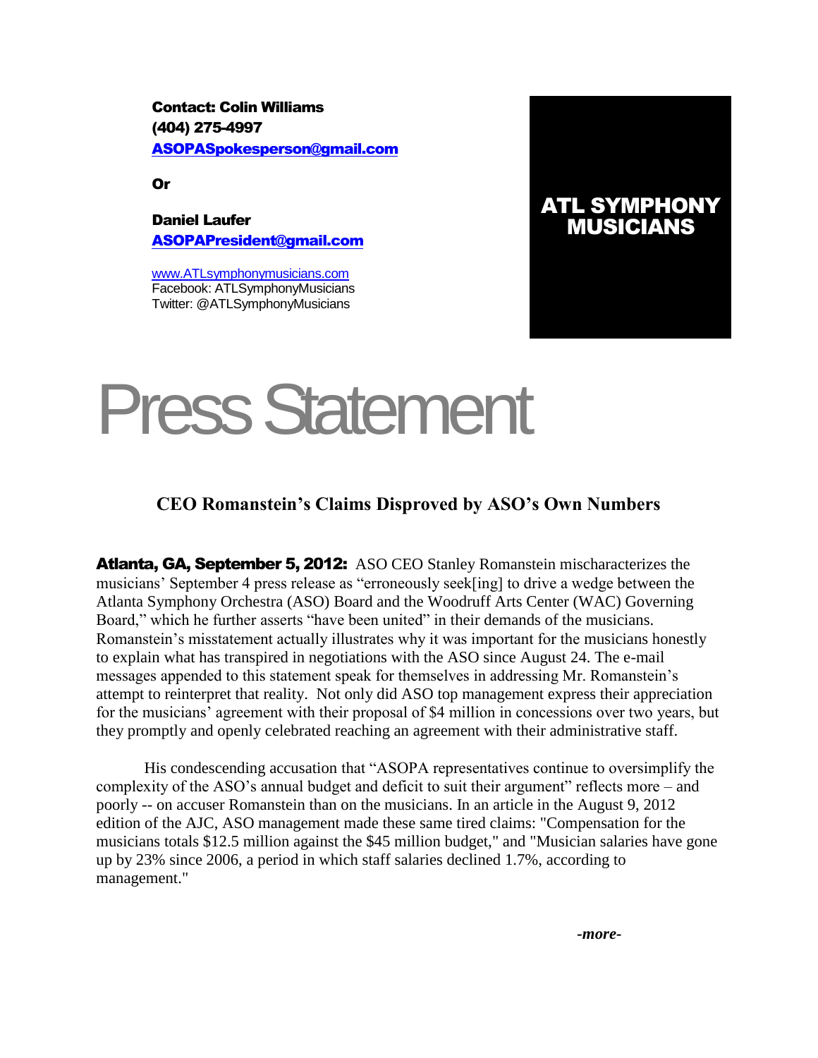**Contact: Colin Williams**
**(404) 275-4997**
**ASOPASpokesperson@gmail.com**

**Or**

**Daniel Laufer**
**ASOPAPresident@gmail.com**

www.ATLsymphonymusicians.com
Facebook: ATLSymphonyMusicians
Twitter: @ATLSymphonyMusicians

**ATL SYMPHONY MUSICIANS**

# Press Statement

## CEO Romanstein's Claims Disproved by ASO's Own Numbers

**Atlanta, GA, September 5, 2012:** ASO CEO Stanley Romanstein mischaracterizes the musicians' September 4 press release as "erroneously seek[ing] to drive a wedge between the Atlanta Symphony Orchestra (ASO) Board and the Woodruff Arts Center (WAC) Governing Board," which he further asserts "have been united" in their demands of the musicians. Romanstein's misstatement actually illustrates why it was important for the musicians honestly to explain what has transpired in negotiations with the ASO since August 24. The e-mail messages appended to this statement speak for themselves in addressing Mr. Romanstein's attempt to reinterpret that reality. Not only did ASO top management express their appreciation for the musicians' agreement with their proposal of $4 million in concessions over two years, but they promptly and openly celebrated reaching an agreement with their administrative staff.

His condescending accusation that "ASOPA representatives continue to oversimplify the complexity of the ASO's annual budget and deficit to suit their argument" reflects more – and poorly -- on accuser Romanstein than on the musicians. In an article in the August 9, 2012 edition of the AJC, ASO management made these same tired claims: "Compensation for the musicians totals $12.5 million against the $45 million budget," and "Musician salaries have gone up by 23% since 2006, a period in which staff salaries declined 1.7%, according to management."

*-more-*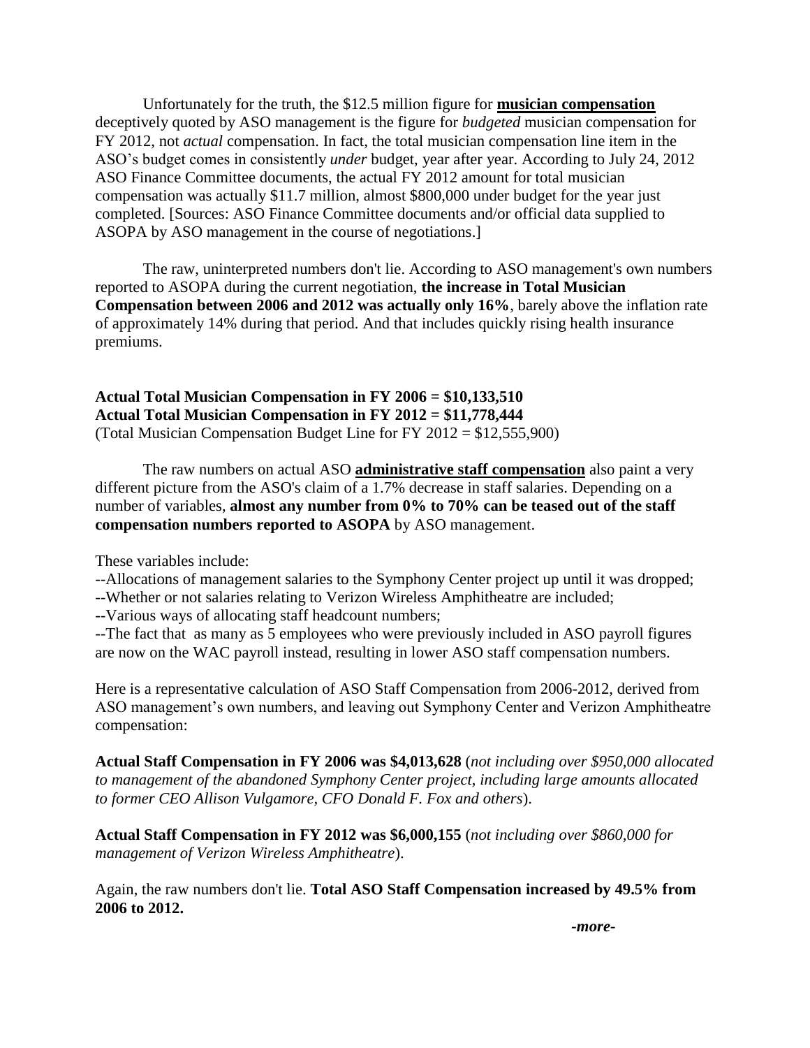Unfortunately for the truth, the $12.5 million figure for **musician compensation** deceptively quoted by ASO management is the figure for *budgeted* musician compensation for FY 2012, not *actual* compensation. In fact, the total musician compensation line item in the ASO's budget comes in consistently *under* budget, year after year. According to July 24, 2012 ASO Finance Committee documents, the actual FY 2012 amount for total musician compensation was actually $11.7 million, almost $800,000 under budget for the year just completed. [Sources: ASO Finance Committee documents and/or official data supplied to ASOPA by ASO management in the course of negotiations.]

The raw, uninterpreted numbers don't lie. According to ASO management's own numbers reported to ASOPA during the current negotiation, **the increase in Total Musician Compensation between 2006 and 2012 was actually only 16%**, barely above the inflation rate of approximately 14% during that period. And that includes quickly rising health insurance premiums.

**Actual Total Musician Compensation in FY 2006 = $10,133,510**
**Actual Total Musician Compensation in FY 2012 = $11,778,444**
(Total Musician Compensation Budget Line for FY 2012 = $12,555,900)

The raw numbers on actual ASO **administrative staff compensation** also paint a very different picture from the ASO's claim of a 1.7% decrease in staff salaries. Depending on a number of variables, **almost any number from 0% to 70% can be teased out of the staff compensation numbers reported to ASOPA** by ASO management.

These variables include:

--Allocations of management salaries to the Symphony Center project up until it was dropped;
--Whether or not salaries relating to Verizon Wireless Amphitheatre are included;
--Various ways of allocating staff headcount numbers;
--The fact that as many as 5 employees who were previously included in ASO payroll figures are now on the WAC payroll instead, resulting in lower ASO staff compensation numbers.

Here is a representative calculation of ASO Staff Compensation from 2006-2012, derived from ASO management's own numbers, and leaving out Symphony Center and Verizon Amphitheatre compensation:

**Actual Staff Compensation in FY 2006 was $4,013,628** (*not including over $950,000 allocated to management of the abandoned Symphony Center project, including large amounts allocated to former CEO Allison Vulgamore, CFO Donald F. Fox and others*).

**Actual Staff Compensation in FY 2012 was $6,000,155** (*not including over $860,000 for management of Verizon Wireless Amphitheatre*).

Again, the raw numbers don't lie. **Total ASO Staff Compensation increased by 49.5% from 2006 to 2012.**

***-more-***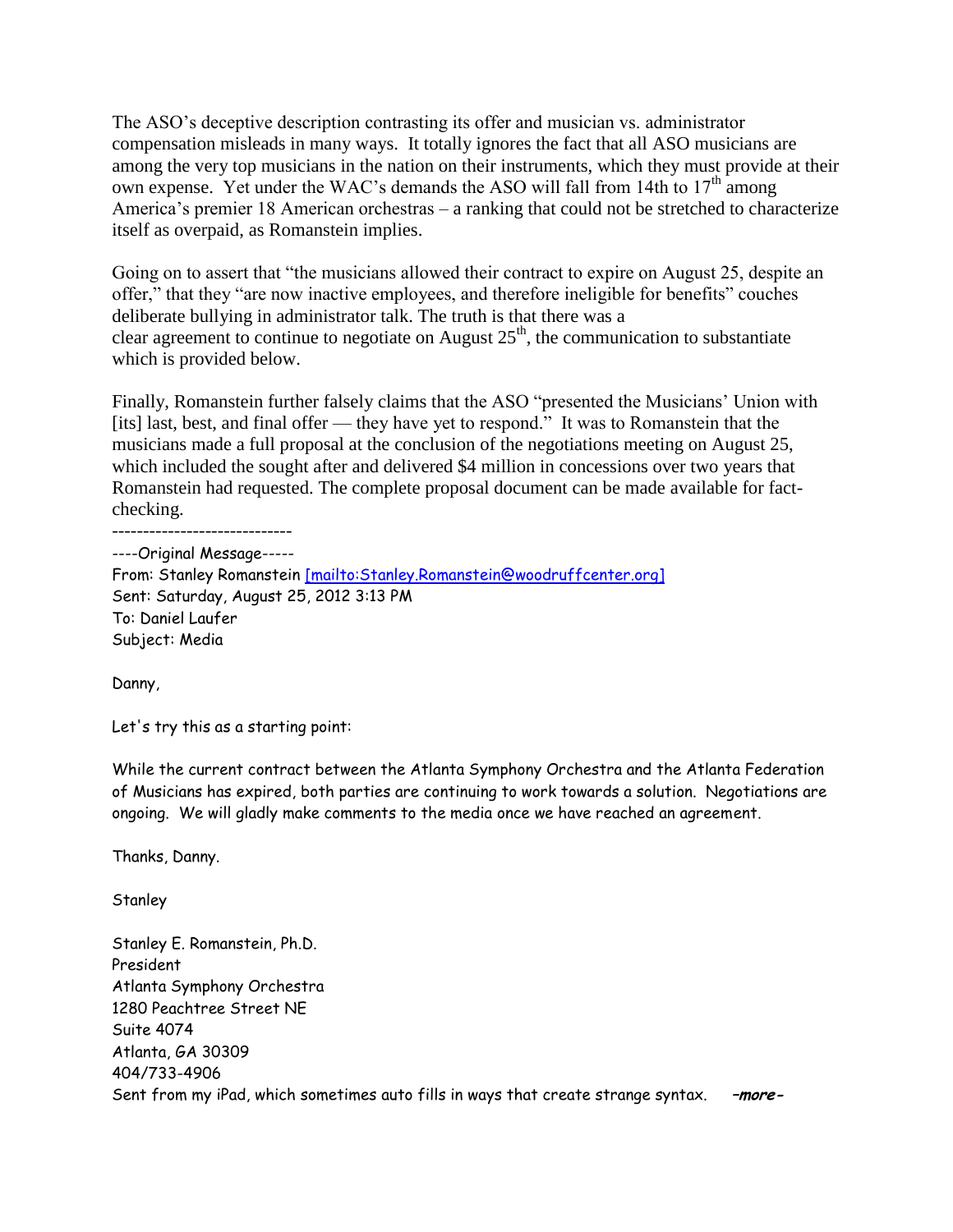The ASO's deceptive description contrasting its offer and musician vs. administrator compensation misleads in many ways. It totally ignores the fact that all ASO musicians are among the very top musicians in the nation on their instruments, which they must provide at their own expense. Yet under the WAC's demands the ASO will fall from 14th to $17^{th}$ among America's premier 18 American orchestras – a ranking that could not be stretched to characterize itself as overpaid, as Romanstein implies.

Going on to assert that "the musicians allowed their contract to expire on August 25, despite an offer," that they "are now inactive employees, and therefore ineligible for benefits" couches deliberate bullying in administrator talk. The truth is that there was a clear agreement to continue to negotiate on August $25^{th}$, the communication to substantiate which is provided below.

Finally, Romanstein further falsely claims that the ASO "presented the Musicians' Union with [its] last, best, and final offer — they have yet to respond." It was to Romanstein that the musicians made a full proposal at the conclusion of the negotiations meeting on August 25, which included the sought after and delivered $4 million in concessions over two years that Romanstein had requested. The complete proposal document can be made available for fact-checking.

-----------------------------

----Original Message-----
From: Stanley Romanstein [mailto:Stanley.Romanstein@woodruffcenter.org]
Sent: Saturday, August 25, 2012 3:13 PM
To: Daniel Laufer
Subject: Media

Danny,

Let's try this as a starting point:

While the current contract between the Atlanta Symphony Orchestra and the Atlanta Federation of Musicians has expired, both parties are continuing to work towards a solution. Negotiations are ongoing. We will gladly make comments to the media once we have reached an agreement.

Thanks, Danny.

Stanley

Stanley E. Romanstein, Ph.D.
President
Atlanta Symphony Orchestra
1280 Peachtree Street NE
Suite 4074
Atlanta, GA 30309
404/733-4906
Sent from my iPad, which sometimes auto fills in ways that create strange syntax.

***-more-***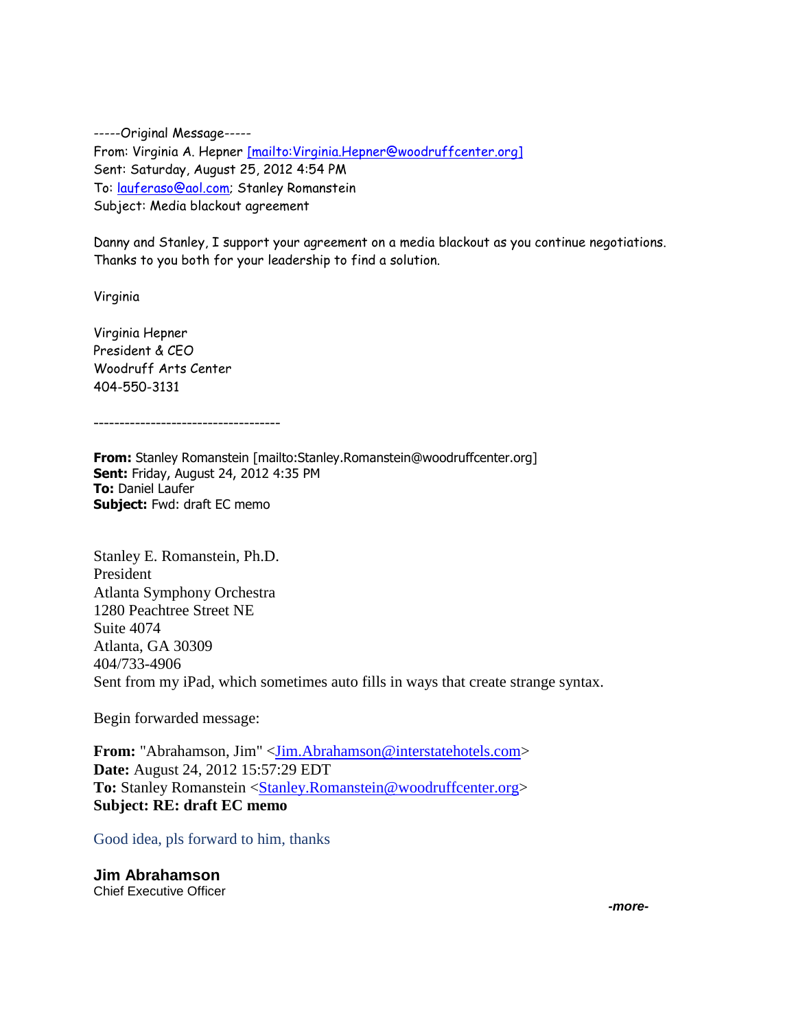-----Original Message-----
From: Virginia A. Hepner [mailto:Virginia.Hepner@woodruffcenter.org]
Sent: Saturday, August 25, 2012 4:54 PM
To: lauferaso@aol.com; Stanley Romanstein
Subject: Media blackout agreement

Danny and Stanley, I support your agreement on a media blackout as you continue negotiations. Thanks to you both for your leadership to find a solution.

Virginia

Virginia Hepner
President & CEO
Woodruff Arts Center
404-550-3131

------------------------------------

**From:** Stanley Romanstein [mailto:Stanley.Romanstein@woodruffcenter.org]
**Sent:** Friday, August 24, 2012 4:35 PM
**To:** Daniel Laufer
**Subject:** Fwd: draft EC memo

Stanley E. Romanstein, Ph.D.
President
Atlanta Symphony Orchestra
1280 Peachtree Street NE
Suite 4074
Atlanta, GA 30309
404/733-4906
Sent from my iPad, which sometimes auto fills in ways that create strange syntax.

Begin forwarded message:

**From:** "Abrahamson, Jim" <Jim.Abrahamson@interstatehotels.com>
**Date:** August 24, 2012 15:57:29 EDT
**To:** Stanley Romanstein <Stanley.Romanstein@woodruffcenter.org>
**Subject: RE: draft EC memo**

Good idea, pls forward to him, thanks

**Jim Abrahamson**
Chief Executive Officer

***-more-***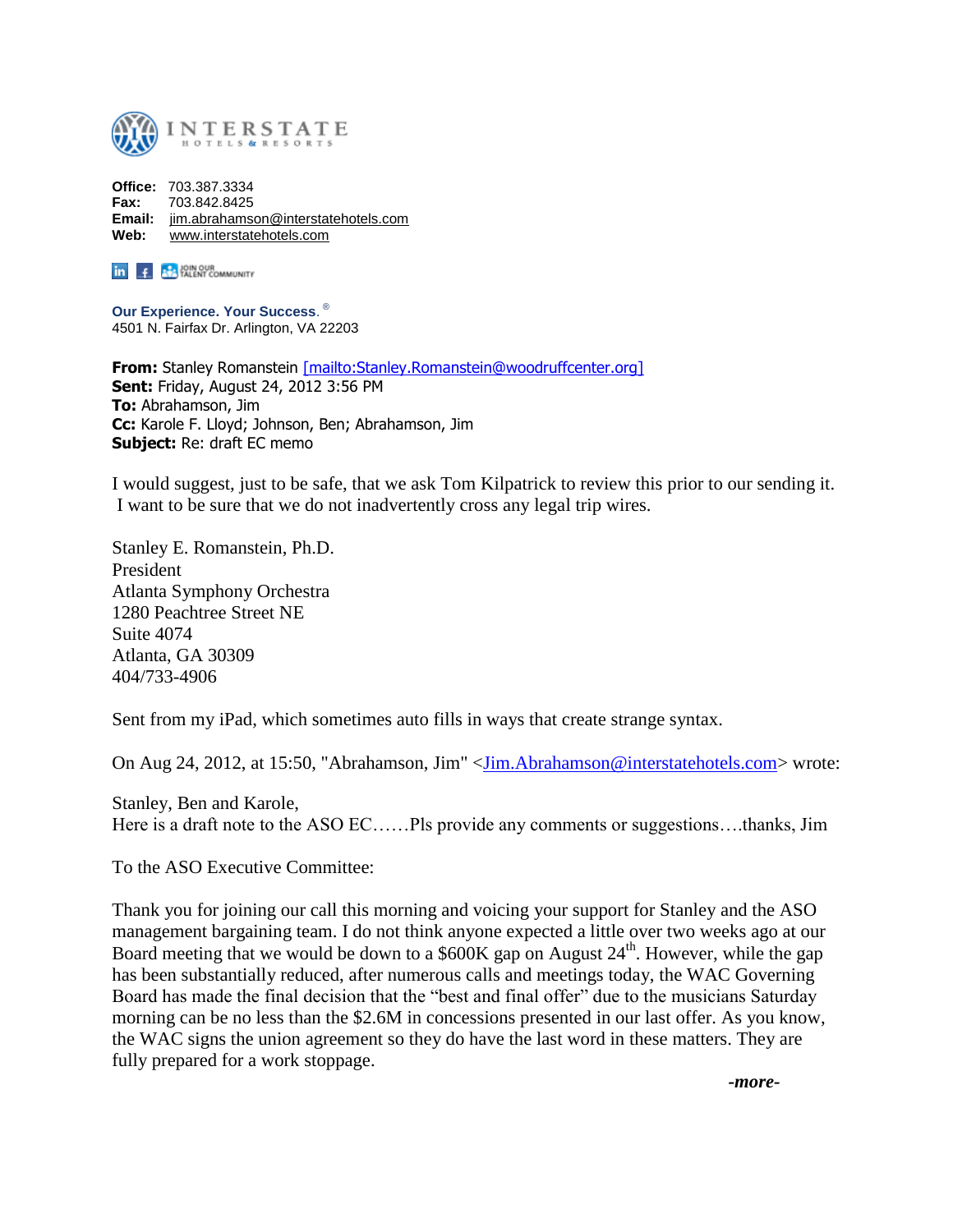INTERSTATE
HOTELS & RESORTS

**Office:** 703.387.3334
**Fax:** 703.842.8425
**Email:** jim.abrahamson@interstatehotels.com
**Web:** www.interstatehotels.com

JOIN OUR TALENT COMMUNITY

**Our Experience. Your Success.** ®
4501 N. Fairfax Dr. Arlington, VA 22203

**From:** Stanley Romanstein [mailto:Stanley.Romanstein@woodruffcenter.org]
**Sent:** Friday, August 24, 2012 3:56 PM
**To:** Abrahamson, Jim
**Cc:** Karole F. Lloyd; Johnson, Ben; Abrahamson, Jim
**Subject:** Re: draft EC memo

I would suggest, just to be safe, that we ask Tom Kilpatrick to review this prior to our sending it. I want to be sure that we do not inadvertently cross any legal trip wires.

Stanley E. Romanstein, Ph.D.
President
Atlanta Symphony Orchestra
1280 Peachtree Street NE
Suite 4074
Atlanta, GA 30309
404/733-4906

Sent from my iPad, which sometimes auto fills in ways that create strange syntax.

On Aug 24, 2012, at 15:50, "Abrahamson, Jim" <Jim.Abrahamson@interstatehotels.com> wrote:

Stanley, Ben and Karole,
Here is a draft note to the ASO EC……Pls provide any comments or suggestions….thanks, Jim

To the ASO Executive Committee:

Thank you for joining our call this morning and voicing your support for Stanley and the ASO management bargaining team. I do not think anyone expected a little over two weeks ago at our Board meeting that we would be down to a $600K gap on August 24th. However, while the gap has been substantially reduced, after numerous calls and meetings today, the WAC Governing Board has made the final decision that the "best and final offer" due to the musicians Saturday morning can be no less than the $2.6M in concessions presented in our last offer. As you know, the WAC signs the union agreement so they do have the last word in these matters. They are fully prepared for a work stoppage.

*-more-*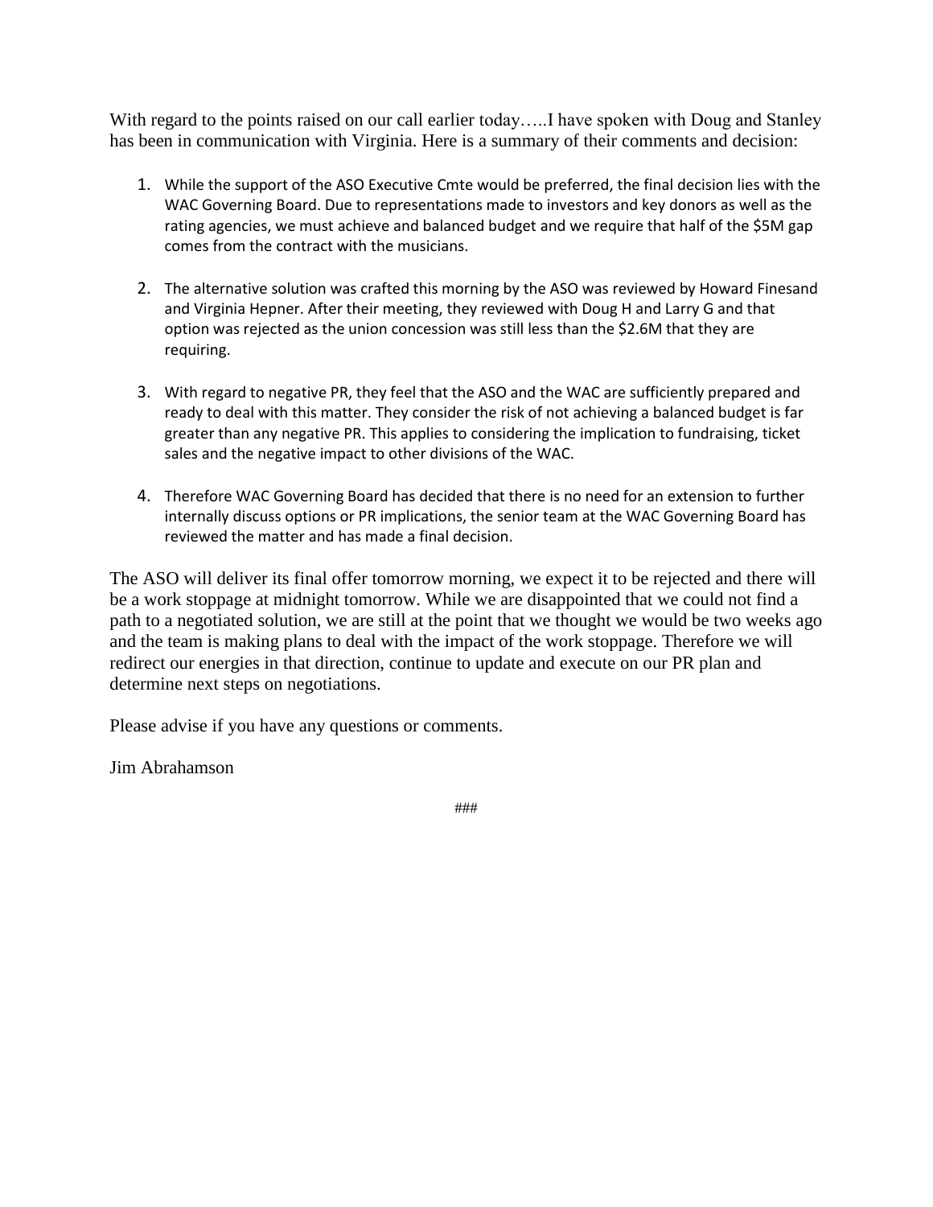With regard to the points raised on our call earlier today…..I have spoken with Doug and Stanley has been in communication with Virginia. Here is a summary of their comments and decision:

1. While the support of the ASO Executive Cmte would be preferred, the final decision lies with the WAC Governing Board. Due to representations made to investors and key donors as well as the rating agencies, we must achieve and balanced budget and we require that half of the $5M gap comes from the contract with the musicians.

2. The alternative solution was crafted this morning by the ASO was reviewed by Howard Finesand and Virginia Hepner. After their meeting, they reviewed with Doug H and Larry G and that option was rejected as the union concession was still less than the $2.6M that they are requiring.

3. With regard to negative PR, they feel that the ASO and the WAC are sufficiently prepared and ready to deal with this matter. They consider the risk of not achieving a balanced budget is far greater than any negative PR. This applies to considering the implication to fundraising, ticket sales and the negative impact to other divisions of the WAC.

4. Therefore WAC Governing Board has decided that there is no need for an extension to further internally discuss options or PR implications, the senior team at the WAC Governing Board has reviewed the matter and has made a final decision.

The ASO will deliver its final offer tomorrow morning, we expect it to be rejected and there will be a work stoppage at midnight tomorrow. While we are disappointed that we could not find a path to a negotiated solution, we are still at the point that we thought we would be two weeks ago and the team is making plans to deal with the impact of the work stoppage. Therefore we will redirect our energies in that direction, continue to update and execute on our PR plan and determine next steps on negotiations.

Please advise if you have any questions or comments.

Jim Abrahamson

###